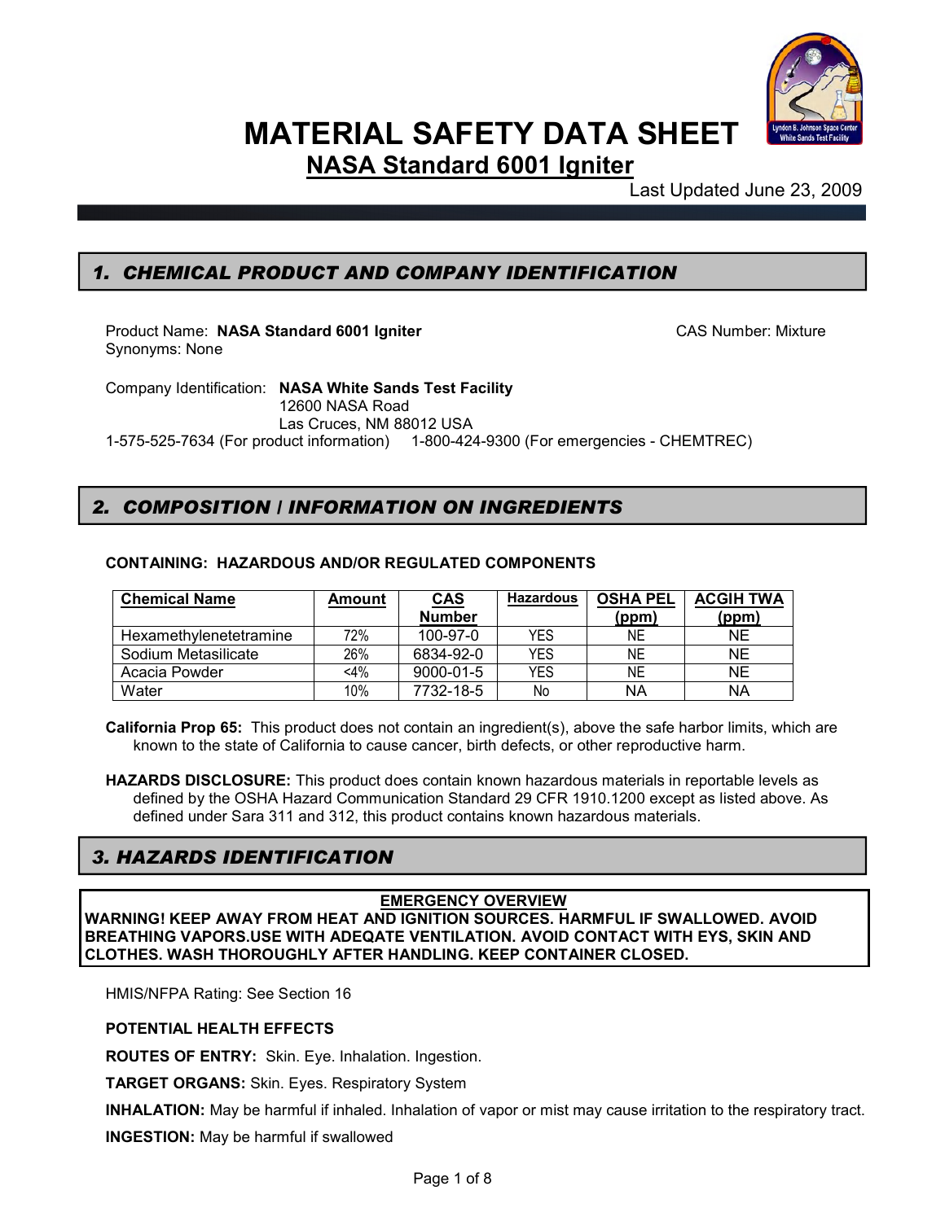# MATERIAL SAFETY DATA SHEET

## NASA Standard 6001 Igniter

Last Updated June 23, 2009

## 1. CHEMICAL PRODUCT AND COMPANY IDENTIFICATION

Product Name: **NASA Standard 6001 Igniter**

CAS Number: Mixture

Synonyms: None

Company Identification: **NASA White Sands Test Facility**
12600 NASA Road
Las Cruces, NM 88012 USA

1-575-525-7634 (For product information) 1-800-424-9300 (For emergencies - CHEMTREC)

## 2. COMPOSITION / INFORMATION ON INGREDIENTS

**CONTAINING: HAZARDOUS AND/OR REGULATED COMPONENTS**

| Chemical Name | Amount | CAS Number | Hazardous | OSHA PEL (ppm) | ACGIH TWA (ppm) |
|---|---|---|---|---|---|
| Hexamethylenetetramine | 72% | 100-97-0 | YES | NE | NE |
| Sodium Metasilicate | 26% | 6834-92-0 | YES | NE | NE |
| Acacia Powder | <4% | 9000-01-5 | YES | NE | NE |
| Water | 10% | 7732-18-5 | No | NA | NA |

**California Prop 65:** This product does not contain an ingredient(s), above the safe harbor limits, which are known to the state of California to cause cancer, birth defects, or other reproductive harm.

**HAZARDS DISCLOSURE:** This product does contain known hazardous materials in reportable levels as defined by the OSHA Hazard Communication Standard 29 CFR 1910.1200 except as listed above. As defined under Sara 311 and 312, this product contains known hazardous materials.

## 3. HAZARDS IDENTIFICATION

**EMERGENCY OVERVIEW**

**WARNING! KEEP AWAY FROM HEAT AND IGNITION SOURCES. HARMFUL IF SWALLOWED. AVOID BREATHING VAPORS.USE WITH ADEQATE VENTILATION. AVOID CONTACT WITH EYS, SKIN AND CLOTHES. WASH THOROUGHLY AFTER HANDLING. KEEP CONTAINER CLOSED.**

HMIS/NFPA Rating: See Section 16

**POTENTIAL HEALTH EFFECTS**

**ROUTES OF ENTRY:** Skin. Eye. Inhalation. Ingestion.

**TARGET ORGANS:** Skin. Eyes. Respiratory System

**INHALATION:** May be harmful if inhaled. Inhalation of vapor or mist may cause irritation to the respiratory tract.

**INGESTION:** May be harmful if swallowed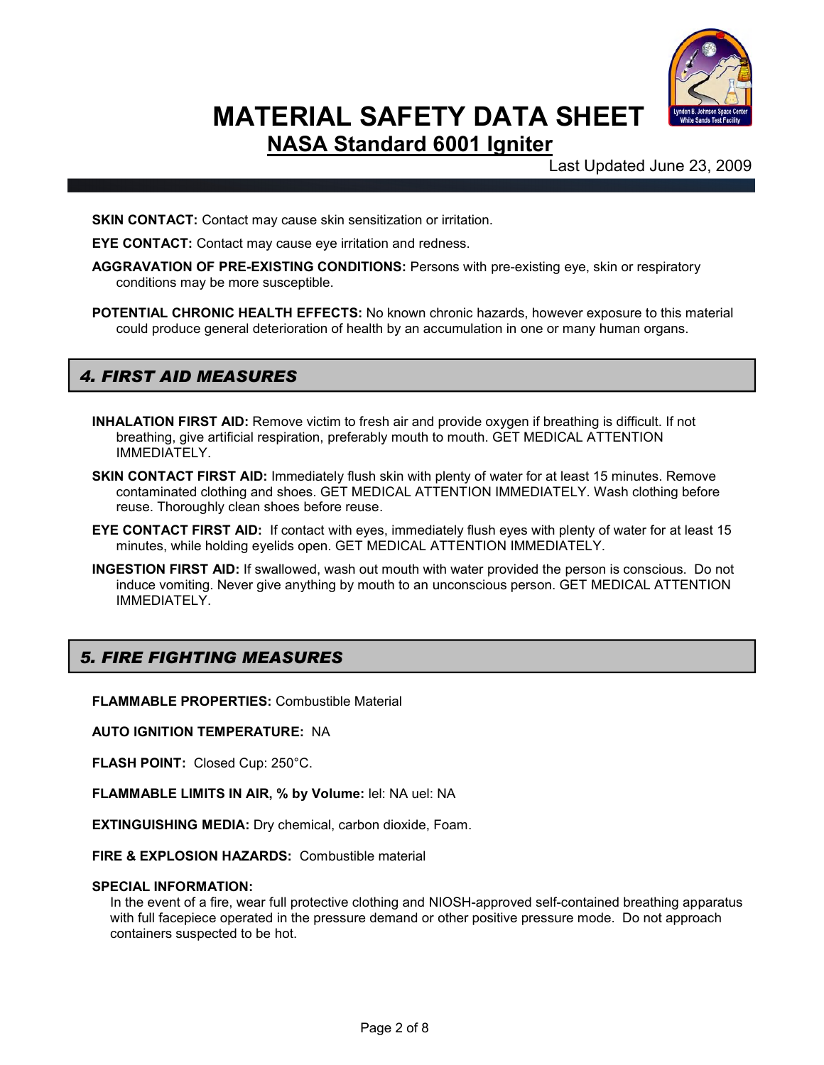**SKIN CONTACT:** Contact may cause skin sensitization or irritation.

**EYE CONTACT:** Contact may cause eye irritation and redness.

**AGGRAVATION OF PRE-EXISTING CONDITIONS:** Persons with pre-existing eye, skin or respiratory conditions may be more susceptible.

**POTENTIAL CHRONIC HEALTH EFFECTS:** No known chronic hazards, however exposure to this material could produce general deterioration of health by an accumulation in one or many human organs.

## *4. FIRST AID MEASURES*

**INHALATION FIRST AID:** Remove victim to fresh air and provide oxygen if breathing is difficult. If not breathing, give artificial respiration, preferably mouth to mouth. GET MEDICAL ATTENTION IMMEDIATELY.

**SKIN CONTACT FIRST AID:** Immediately flush skin with plenty of water for at least 15 minutes. Remove contaminated clothing and shoes. GET MEDICAL ATTENTION IMMEDIATELY. Wash clothing before reuse. Thoroughly clean shoes before reuse.

**EYE CONTACT FIRST AID:** If contact with eyes, immediately flush eyes with plenty of water for at least 15 minutes, while holding eyelids open. GET MEDICAL ATTENTION IMMEDIATELY.

**INGESTION FIRST AID:** If swallowed, wash out mouth with water provided the person is conscious. Do not induce vomiting. Never give anything by mouth to an unconscious person. GET MEDICAL ATTENTION IMMEDIATELY.

## *5. FIRE FIGHTING MEASURES*

**FLAMMABLE PROPERTIES:** Combustible Material

**AUTO IGNITION TEMPERATURE:** NA

**FLASH POINT:** Closed Cup: 250°C.

**FLAMMABLE LIMITS IN AIR, % by Volume:** lel: NA uel: NA

**EXTINGUISHING MEDIA:** Dry chemical, carbon dioxide, Foam.

**FIRE & EXPLOSION HAZARDS:** Combustible material

**SPECIAL INFORMATION:**

In the event of a fire, wear full protective clothing and NIOSH-approved self-contained breathing apparatus with full facepiece operated in the pressure demand or other positive pressure mode. Do not approach containers suspected to be hot.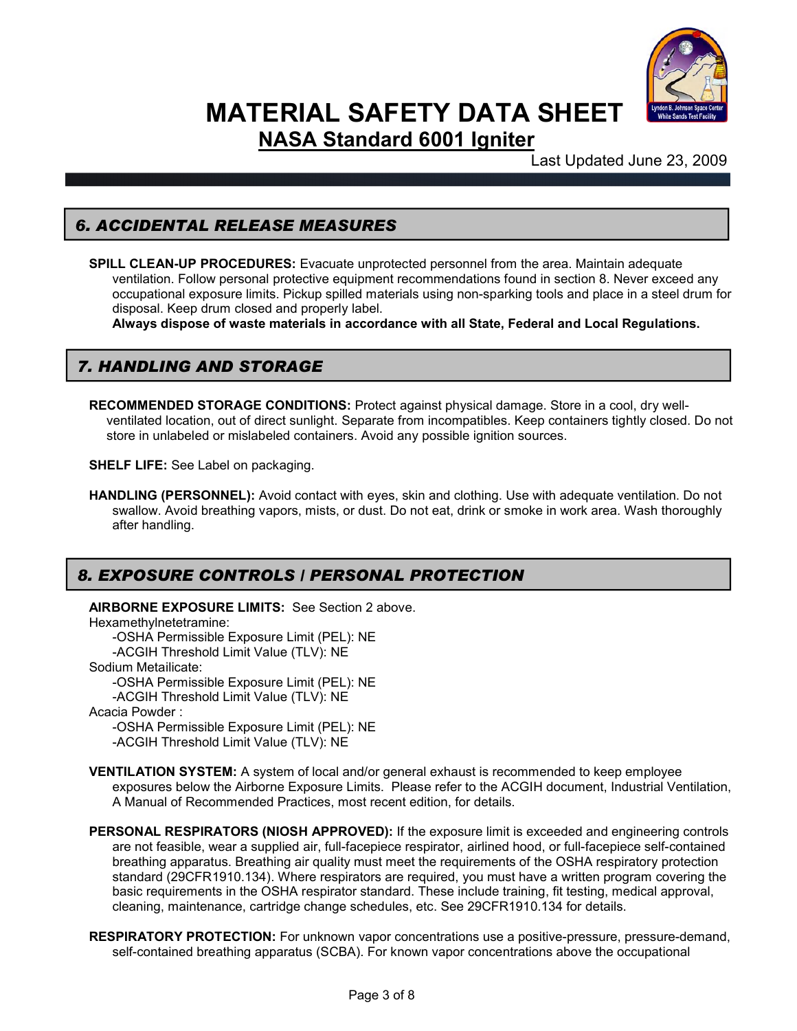## 6. ACCIDENTAL RELEASE MEASURES

**SPILL CLEAN-UP PROCEDURES:** Evacuate unprotected personnel from the area. Maintain adequate ventilation. Follow personal protective equipment recommendations found in section 8. Never exceed any occupational exposure limits. Pickup spilled materials using non-sparking tools and place in a steel drum for disposal. Keep drum closed and properly label.
**Always dispose of waste materials in accordance with all State, Federal and Local Regulations.**

## 7. HANDLING AND STORAGE

**RECOMMENDED STORAGE CONDITIONS:** Protect against physical damage. Store in a cool, dry well-ventilated location, out of direct sunlight. Separate from incompatibles. Keep containers tightly closed. Do not store in unlabeled or mislabeled containers. Avoid any possible ignition sources.

**SHELF LIFE:** See Label on packaging.

**HANDLING (PERSONNEL):** Avoid contact with eyes, skin and clothing. Use with adequate ventilation. Do not swallow. Avoid breathing vapors, mists, or dust. Do not eat, drink or smoke in work area. Wash thoroughly after handling.

## 8. EXPOSURE CONTROLS / PERSONAL PROTECTION

**AIRBORNE EXPOSURE LIMITS:** See Section 2 above.

Hexamethylnetetramine:
- -OSHA Permissible Exposure Limit (PEL): NE
- -ACGIH Threshold Limit Value (TLV): NE

Sodium Metailicate:
- -OSHA Permissible Exposure Limit (PEL): NE
- -ACGIH Threshold Limit Value (TLV): NE

Acacia Powder :
- -OSHA Permissible Exposure Limit (PEL): NE
- -ACGIH Threshold Limit Value (TLV): NE

**VENTILATION SYSTEM:** A system of local and/or general exhaust is recommended to keep employee exposures below the Airborne Exposure Limits. Please refer to the ACGIH document, Industrial Ventilation, A Manual of Recommended Practices, most recent edition, for details.

**PERSONAL RESPIRATORS (NIOSH APPROVED):** If the exposure limit is exceeded and engineering controls are not feasible, wear a supplied air, full-facepiece respirator, airlined hood, or full-facepiece self-contained breathing apparatus. Breathing air quality must meet the requirements of the OSHA respiratory protection standard (29CFR1910.134). Where respirators are required, you must have a written program covering the basic requirements in the OSHA respirator standard. These include training, fit testing, medical approval, cleaning, maintenance, cartridge change schedules, etc. See 29CFR1910.134 for details.

**RESPIRATORY PROTECTION:** For unknown vapor concentrations use a positive-pressure, pressure-demand, self-contained breathing apparatus (SCBA). For known vapor concentrations above the occupational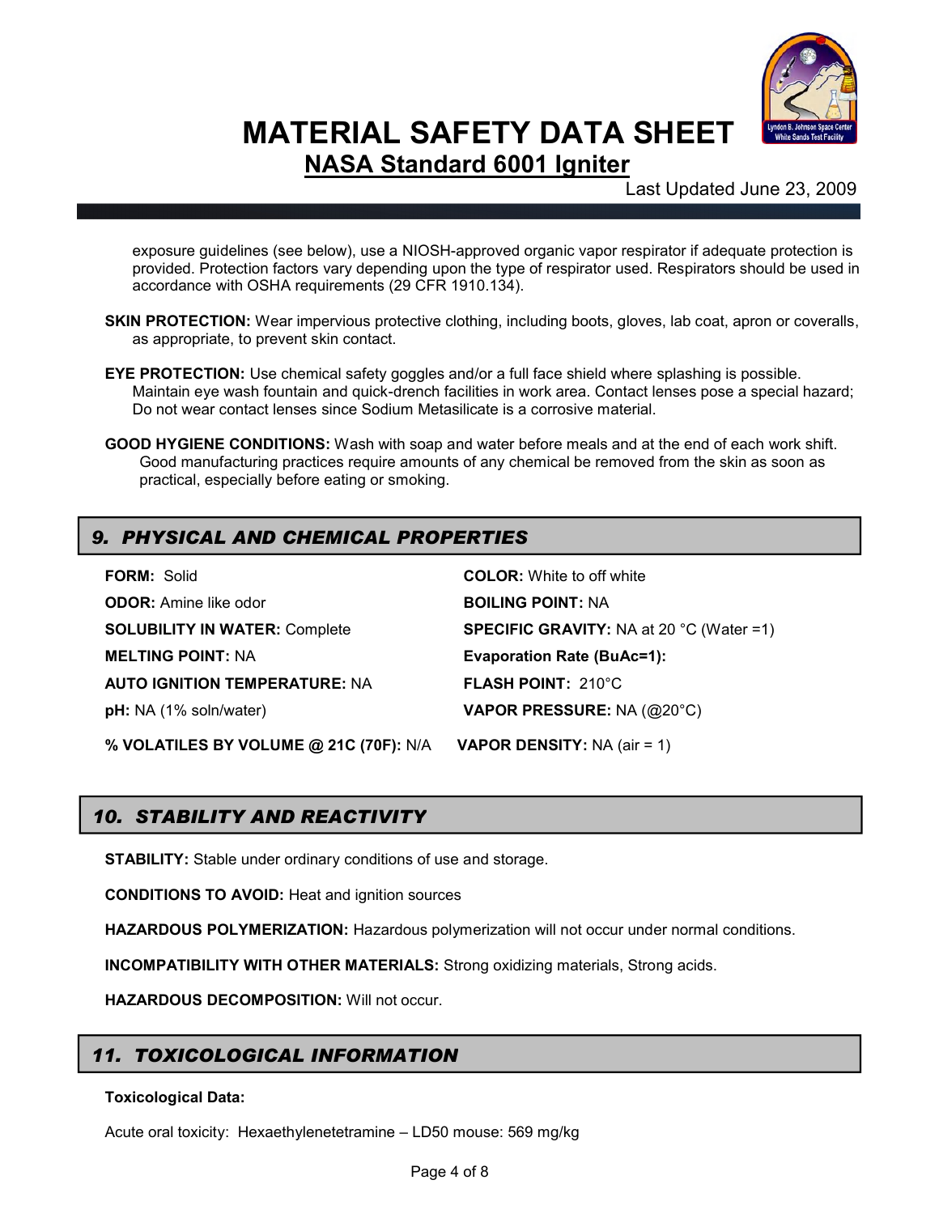exposure guidelines (see below), use a NIOSH-approved organic vapor respirator if adequate protection is provided. Protection factors vary depending upon the type of respirator used. Respirators should be used in accordance with OSHA requirements (29 CFR 1910.134).

**SKIN PROTECTION:** Wear impervious protective clothing, including boots, gloves, lab coat, apron or coveralls, as appropriate, to prevent skin contact.

**EYE PROTECTION:** Use chemical safety goggles and/or a full face shield where splashing is possible. Maintain eye wash fountain and quick-drench facilities in work area. Contact lenses pose a special hazard; Do not wear contact lenses since Sodium Metasilicate is a corrosive material.

**GOOD HYGIENE CONDITIONS:** Wash with soap and water before meals and at the end of each work shift. Good manufacturing practices require amounts of any chemical be removed from the skin as soon as practical, especially before eating or smoking.

## *9. PHYSICAL AND CHEMICAL PROPERTIES*

**FORM:** Solid

**COLOR:** White to off white

**ODOR:** Amine like odor

**BOILING POINT:** NA

**SOLUBILITY IN WATER:** Complete

**SPECIFIC GRAVITY:** NA at 20 °C (Water =1)

**MELTING POINT:** NA

**Evaporation Rate (BuAc=1):**

**AUTO IGNITION TEMPERATURE:** NA

**FLASH POINT:** 210°C

**pH:** NA (1% soln/water)

**VAPOR PRESSURE:** NA (@20°C)

**% VOLATILES BY VOLUME @ 21C (70F):** N/A

**VAPOR DENSITY:** NA (air = 1)

## *10. STABILITY AND REACTIVITY*

**STABILITY:** Stable under ordinary conditions of use and storage.

**CONDITIONS TO AVOID:** Heat and ignition sources

**HAZARDOUS POLYMERIZATION:** Hazardous polymerization will not occur under normal conditions.

**INCOMPATIBILITY WITH OTHER MATERIALS:** Strong oxidizing materials, Strong acids.

**HAZARDOUS DECOMPOSITION:** Will not occur.

## *11. TOXICOLOGICAL INFORMATION*

**Toxicological Data:**

Acute oral toxicity: Hexaethylenetetramine – LD50 mouse: 569 mg/kg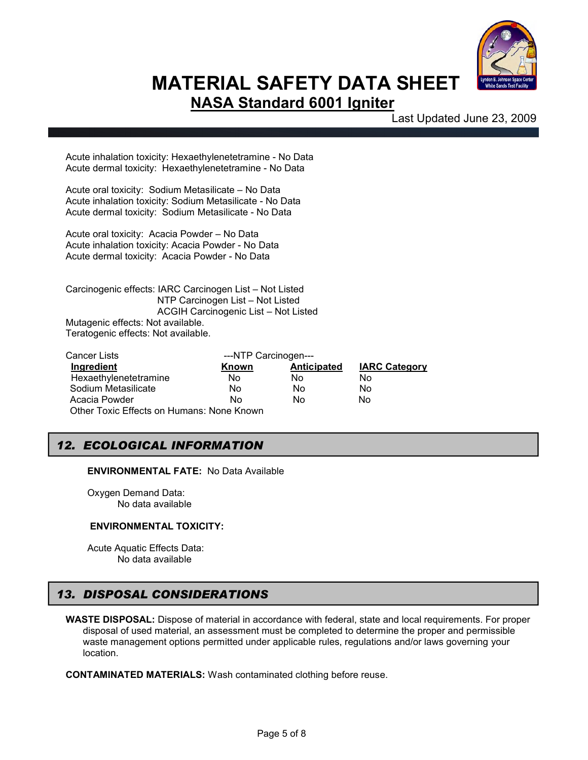Acute inhalation toxicity: Hexaethylenetetramine - No Data
Acute dermal toxicity: Hexaethylenetetramine - No Data

Acute oral toxicity: Sodium Metasilicate – No Data
Acute inhalation toxicity: Sodium Metasilicate - No Data
Acute dermal toxicity: Sodium Metasilicate - No Data

Acute oral toxicity: Acacia Powder – No Data
Acute inhalation toxicity: Acacia Powder - No Data
Acute dermal toxicity: Acacia Powder - No Data

Carcinogenic effects: IARC Carcinogen List – Not Listed
NTP Carcinogen List – Not Listed
ACGIH Carcinogenic List – Not Listed
Mutagenic effects: Not available.
Teratogenic effects: Not available.

| Cancer Lists | ---NTP Carcinogen--- | | |
|---|---|---|---|
| **Ingredient** | **Known** | **Anticipated** | **IARC Category** |
| Hexaethylenetetramine | No | No | No |
| Sodium Metasilicate | No | No | No |
| Acacia Powder | No | No | No |

Other Toxic Effects on Humans: None Known

## *12. ECOLOGICAL INFORMATION*

**ENVIRONMENTAL FATE:** No Data Available

Oxygen Demand Data:
No data available

**ENVIRONMENTAL TOXICITY:**

Acute Aquatic Effects Data:
No data available

## *13. DISPOSAL CONSIDERATIONS*

**WASTE DISPOSAL:** Dispose of material in accordance with federal, state and local requirements. For proper disposal of used material, an assessment must be completed to determine the proper and permissible waste management options permitted under applicable rules, regulations and/or laws governing your location.

**CONTAMINATED MATERIALS:** Wash contaminated clothing before reuse.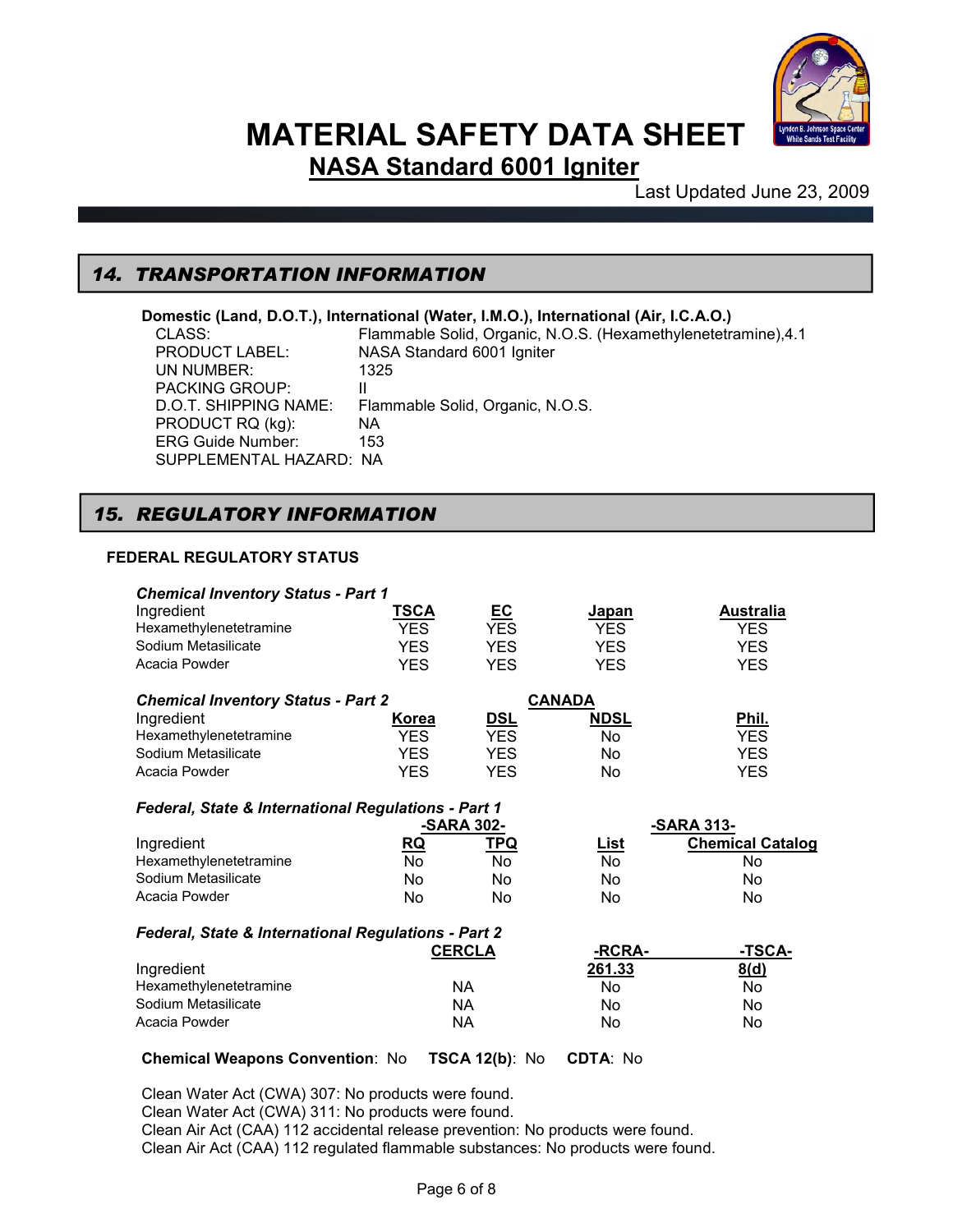# MATERIAL SAFETY DATA SHEET

## NASA Standard 6001 Igniter

Last Updated June 23, 2009

## 14. TRANSPORTATION INFORMATION

**Domestic (Land, D.O.T.), International (Water, I.M.O.), International (Air, I.C.A.O.)**

CLASS: Flammable Solid, Organic, N.O.S. (Hexamethylenetetramine),4.1
PRODUCT LABEL: NASA Standard 6001 Igniter
UN NUMBER: 1325
PACKING GROUP: II
D.O.T. SHIPPING NAME: Flammable Solid, Organic, N.O.S.
PRODUCT RQ (kg): NA
ERG Guide Number: 153
SUPPLEMENTAL HAZARD: NA

## 15. REGULATORY INFORMATION

### FEDERAL REGULATORY STATUS

***Chemical Inventory Status - Part 1***

| Ingredient | TSCA | EC | Japan | Australia |
|---|---|---|---|---|
| Hexamethylenetetramine | YES | YES | YES | YES |
| Sodium Metasilicate | YES | YES | YES | YES |
| Acacia Powder | YES | YES | YES | YES |

***Chemical Inventory Status - Part 2***

| | | CANADA | | |
|---|---|---|---|---|
| Ingredient | Korea | DSL | NDSL | Phil. |
| Hexamethylenetetramine | YES | YES | No | YES |
| Sodium Metasilicate | YES | YES | No | YES |
| Acacia Powder | YES | YES | No | YES |

***Federal, State & International Regulations - Part 1***

| | -SARA 302- | | -SARA 313- | |
|---|---|---|---|---|
| Ingredient | RQ | TPQ | List | Chemical Catalog |
| Hexamethylenetetramine | No | No | No | No |
| Sodium Metasilicate | No | No | No | No |
| Acacia Powder | No | No | No | No |

***Federal, State & International Regulations - Part 2***

| | CERCLA | -RCRA- | -TSCA- |
|---|---|---|---|
| Ingredient | | 261.33 | 8(d) |
| Hexamethylenetetramine | NA | No | No |
| Sodium Metasilicate | NA | No | No |
| Acacia Powder | NA | No | No |

**Chemical Weapons Convention**: No **TSCA 12(b)**: No **CDTA**: No

Clean Water Act (CWA) 307: No products were found.
Clean Water Act (CWA) 311: No products were found.
Clean Air Act (CAA) 112 accidental release prevention: No products were found.
Clean Air Act (CAA) 112 regulated flammable substances: No products were found.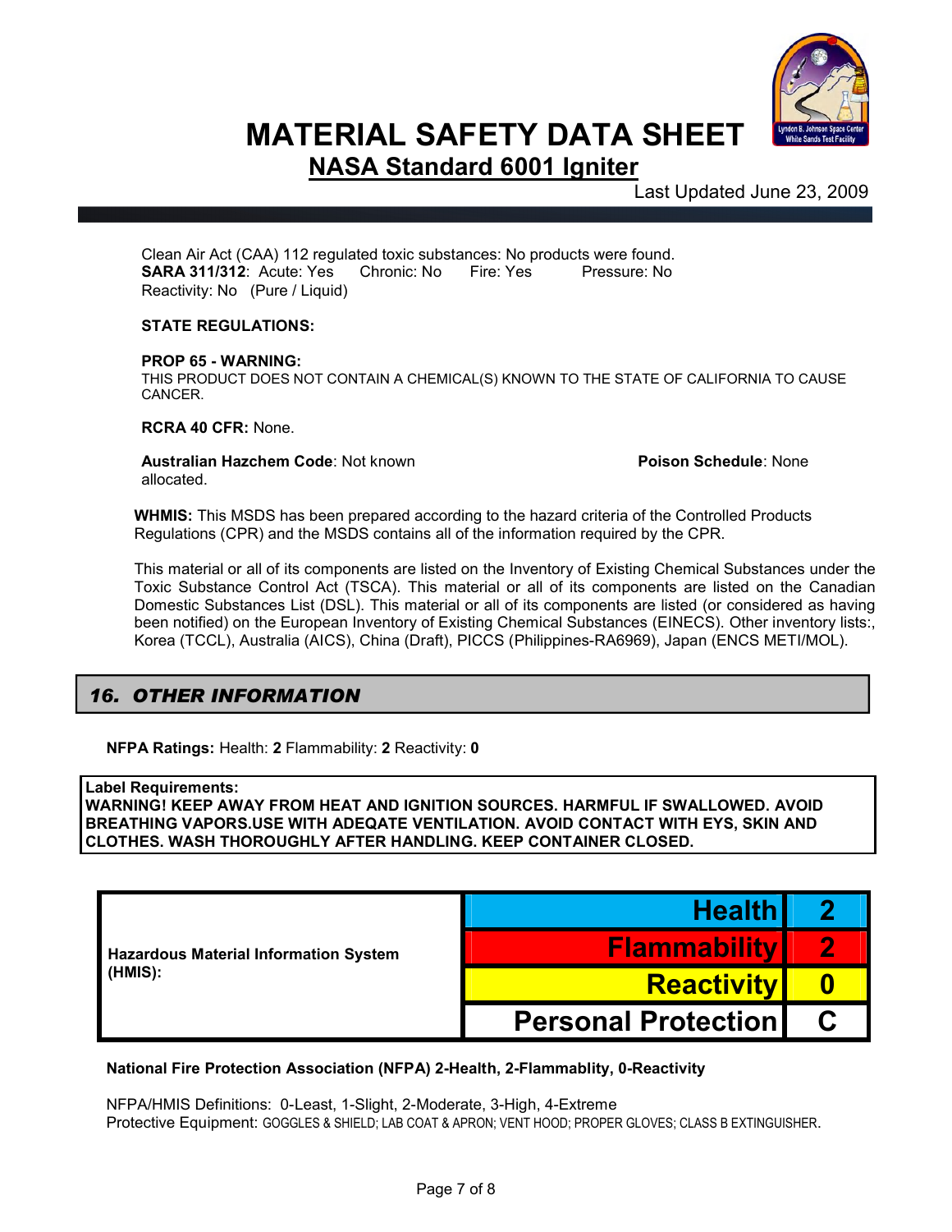# MATERIAL SAFETY DATA SHEET

## NASA Standard 6001 Igniter

Last Updated June 23, 2009

Clean Air Act (CAA) 112 regulated toxic substances: No products were found.
**SARA 311/312**: Acute: Yes  Chronic: No  Fire: Yes  Pressure: No
Reactivity: No  (Pure / Liquid)

**STATE REGULATIONS:**

**PROP 65 - WARNING:**
THIS PRODUCT DOES NOT CONTAIN A CHEMICAL(S) KNOWN TO THE STATE OF CALIFORNIA TO CAUSE CANCER.

**RCRA 40 CFR:** None.

**Australian Hazchem Code**: Not known allocated.

**Poison Schedule**: None

**WHMIS:** This MSDS has been prepared according to the hazard criteria of the Controlled Products Regulations (CPR) and the MSDS contains all of the information required by the CPR.

This material or all of its components are listed on the Inventory of Existing Chemical Substances under the Toxic Substance Control Act (TSCA). This material or all of its components are listed on the Canadian Domestic Substances List (DSL). This material or all of its components are listed (or considered as having been notified) on the European Inventory of Existing Chemical Substances (EINECS). Other inventory lists:, Korea (TCCL), Australia (AICS), China (Draft), PICCS (Philippines-RA6969), Japan (ENCS METI/MOL).

## *16. OTHER INFORMATION*

**NFPA Ratings:** Health: **2** Flammability: **2** Reactivity: **0**

**Label Requirements:**
**WARNING! KEEP AWAY FROM HEAT AND IGNITION SOURCES. HARMFUL IF SWALLOWED. AVOID BREATHING VAPORS.USE WITH ADEQATE VENTILATION. AVOID CONTACT WITH EYS, SKIN AND CLOTHES. WASH THOROUGHLY AFTER HANDLING. KEEP CONTAINER CLOSED.**

| Hazardous Material Information System (HMIS): | | |
|---|---|---|
| | Health | 2 |
| | Flammability | 2 |
| | Reactivity | 0 |
| | Personal Protection | C |

**National Fire Protection Association (NFPA) 2-Health, 2-Flammablity, 0-Reactivity**

NFPA/HMIS Definitions: 0-Least, 1-Slight, 2-Moderate, 3-High, 4-Extreme
Protective Equipment: GOGGLES & SHIELD; LAB COAT & APRON; VENT HOOD; PROPER GLOVES; CLASS B EXTINGUISHER.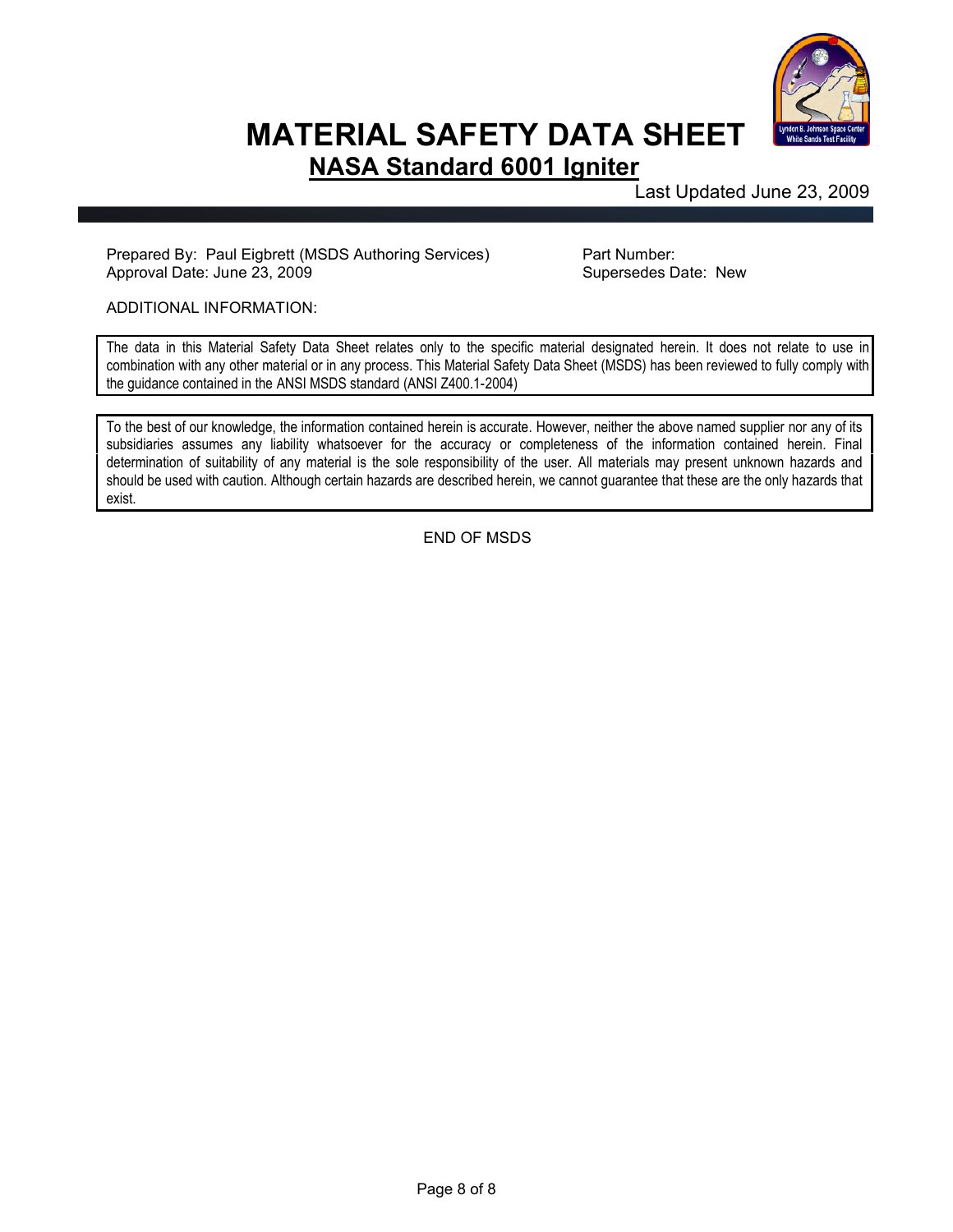# MATERIAL SAFETY DATA SHEET

## NASA Standard 6001 Igniter

Last Updated June 23, 2009

Prepared By: Paul Eigbrett (MSDS Authoring Services)
Approval Date: June 23, 2009

Part Number:
Supersedes Date: New

ADDITIONAL INFORMATION:

The data in this Material Safety Data Sheet relates only to the specific material designated herein. It does not relate to use in combination with any other material or in any process. This Material Safety Data Sheet (MSDS) has been reviewed to fully comply with the guidance contained in the ANSI MSDS standard (ANSI Z400.1-2004)

To the best of our knowledge, the information contained herein is accurate. However, neither the above named supplier nor any of its subsidiaries assumes any liability whatsoever for the accuracy or completeness of the information contained herein. Final determination of suitability of any material is the sole responsibility of the user. All materials may present unknown hazards and should be used with caution. Although certain hazards are described herein, we cannot guarantee that these are the only hazards that exist.

END OF MSDS